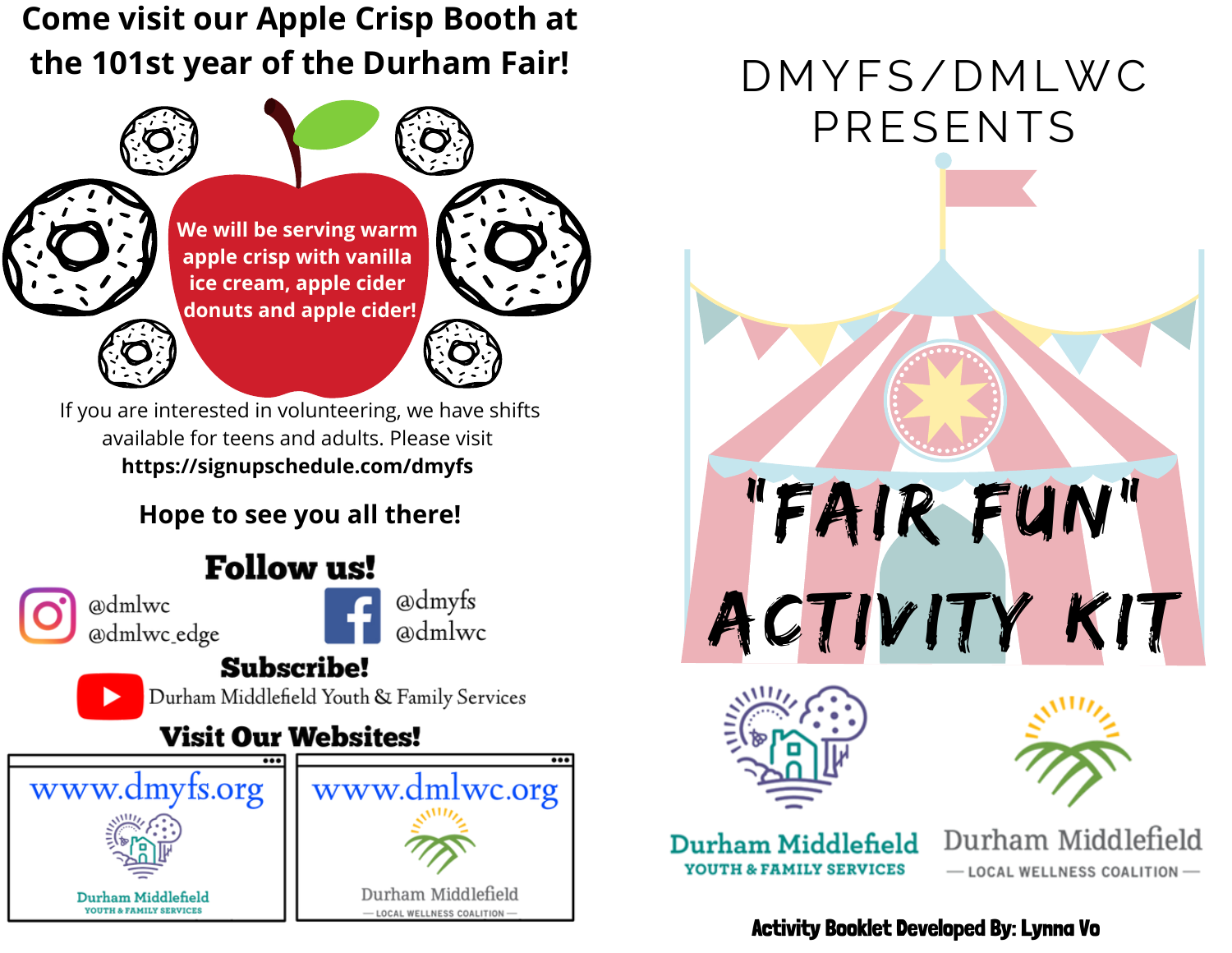# Come visit our Apple Crisp Booth at the 101st year of the Durham Fair!

We will be serving warm apple crisp with vanilla ice cream, apple cider donuts and apple cider!

If you are interested in volunteering, we have shifts available for teens and adults. Please visit **https://signupschedule.com/dmyfs**

**Hope to see you all there!**

## Follow us!

Instagram: @dmlwc @dmlwc_edge

Facebook: @dmyfs @dmlwc

## Subscribe!

YouTube: Durham Middlefield Youth & Family Services

## Visit Our Websites!

www.dmyfs.org — Durham Middlefield Youth & Family Services

www.dmlwc.org — Durham Middlefield Local Wellness Coalition

# DMYFS/DMLWC PRESENTS

# "FAIR FUN" ACTIVITY KIT

Durham Middlefield Youth & Family Services

Durham Middlefield — Local Wellness Coalition —

**Activity Booklet Developed By: Lynna Vo**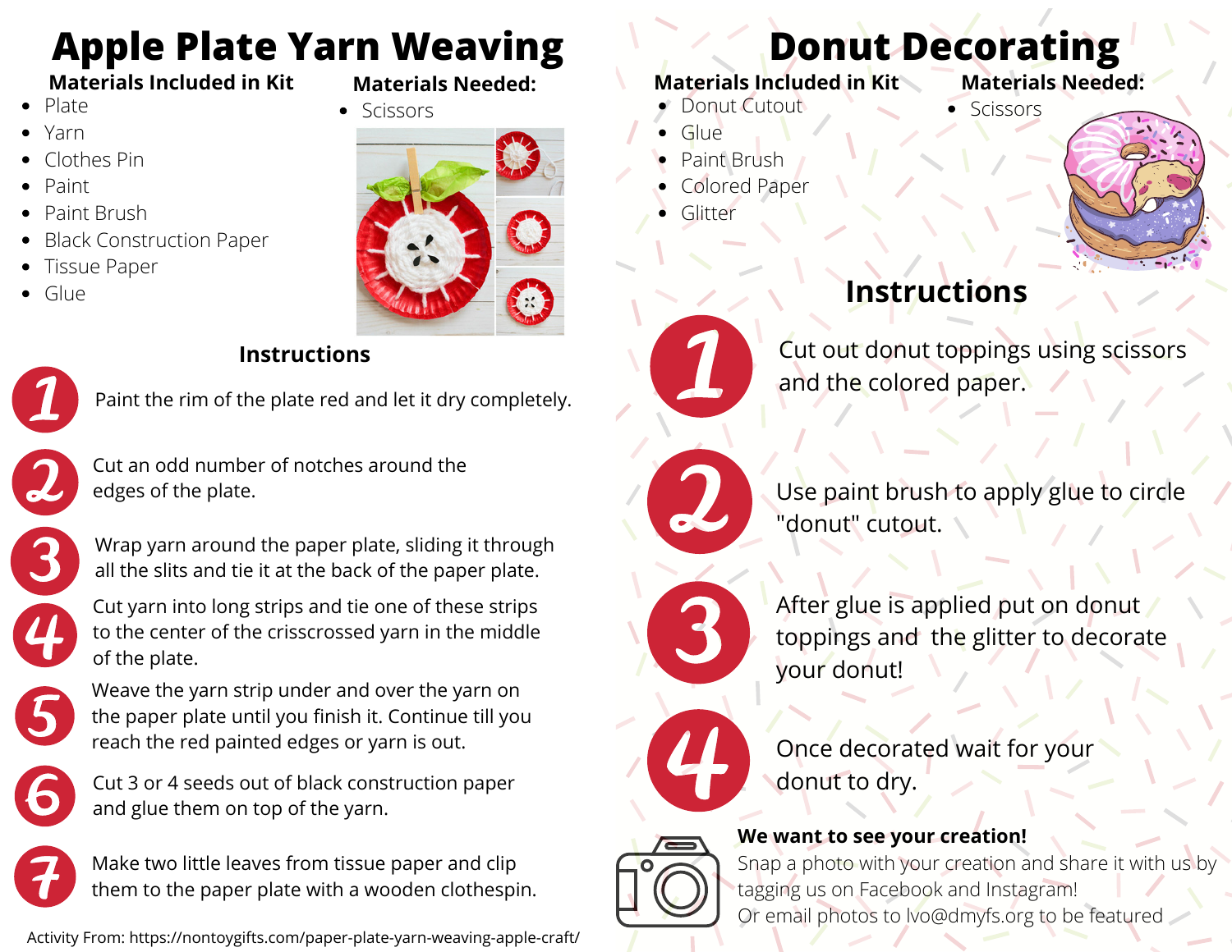# Apple Plate Yarn Weaving

### Materials Included in Kit

- Plate
- Yarn
- Clothes Pin
- Paint
- Paint Brush
- Black Construction Paper
- Tissue Paper
- Glue

### Materials Needed:

- Scissors

### Instructions

1. Paint the rim of the plate red and let it dry completely.
2. Cut an odd number of notches around the edges of the plate.
3. Wrap yarn around the paper plate, sliding it through all the slits and tie it at the back of the paper plate.
4. Cut yarn into long strips and tie one of these strips to the center of the crisscrossed yarn in the middle of the plate.
5. Weave the yarn strip under and over the yarn on the paper plate until you finish it. Continue till you reach the red painted edges or yarn is out.
6. Cut 3 or 4 seeds out of black construction paper and glue them on top of the yarn.
7. Make two little leaves from tissue paper and clip them to the paper plate with a wooden clothespin.

Activity From: https://nontoygifts.com/paper-plate-yarn-weaving-apple-craft/

# Donut Decorating

### Materials Included in Kit

- Donut Cutout
- Glue
- Paint Brush
- Colored Paper
- Glitter

### Materials Needed:

- Scissors

## Instructions

1. Cut out donut toppings using scissors and the colored paper.
2. Use paint brush to apply glue to circle "donut" cutout.
3. After glue is applied put on donut toppings and the glitter to decorate your donut!
4. Once decorated wait for your donut to dry.

**We want to see your creation!**

Snap a photo with your creation and share it with us by tagging us on Facebook and Instagram!
Or email photos to lvo@dmyfs.org to be featured